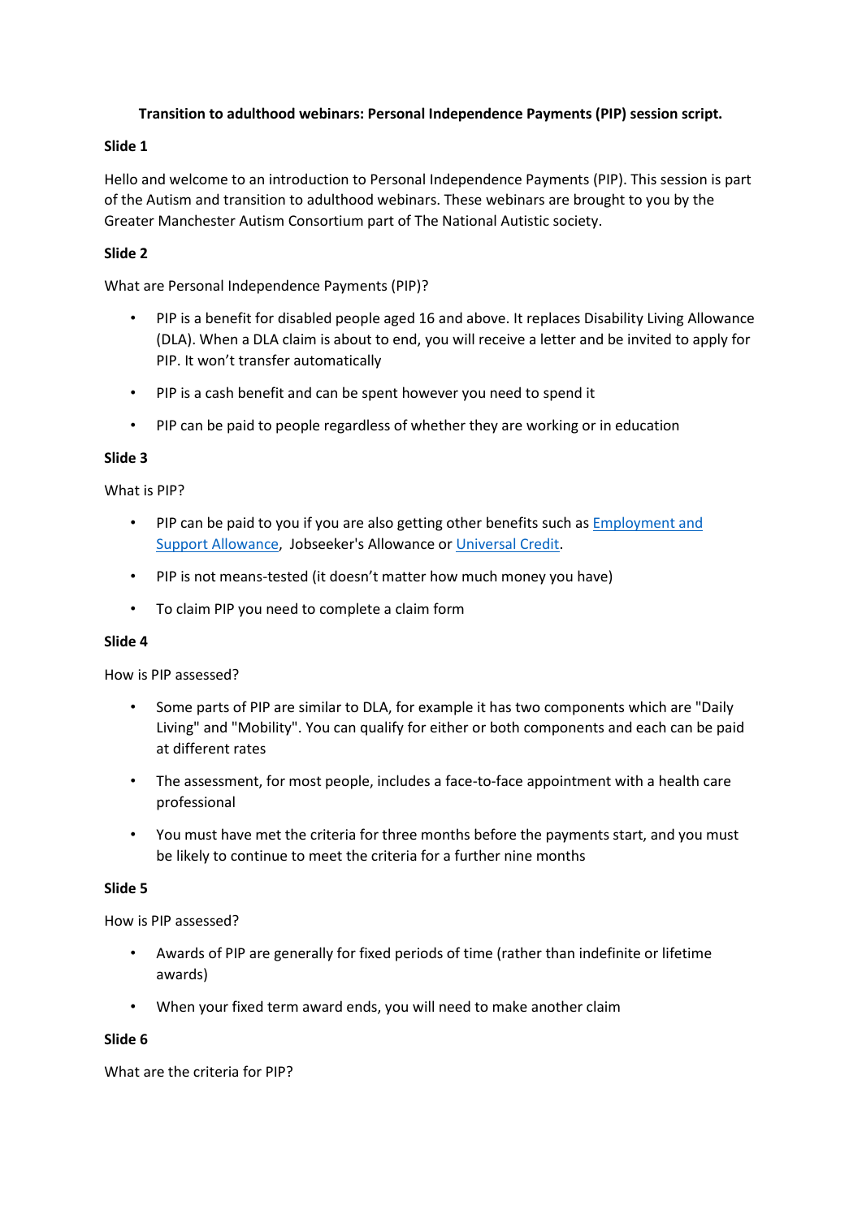# Transition to adulthood webinars: Personal Independence Payments (PIP) session script.

## Slide 1

Hello and welcome to an introduction to Personal Independence Payments (PIP). This session is part of the Autism and transition to adulthood webinars. These webinars are brought to you by the Greater Manchester Autism Consortium part of The National Autistic society.

## Slide 2

What are Personal Independence Payments (PIP)?

- PIP is a benefit for disabled people aged 16 and above. It replaces Disability Living Allowance (DLA). When a DLA claim is about to end, you will receive a letter and be invited to apply for PIP. It won't transfer automatically
- PIP is a cash benefit and can be spent however you need to spend it
- PIP can be paid to people regardless of whether they are working or in education

## Slide 3

What is PIP?

- PIP can be paid to you if you are also getting other benefits such as Employment and Support Allowance, Jobseeker's Allowance or Universal Credit.
- PIP is not means-tested (it doesn't matter how much money you have)
- To claim PIP you need to complete a claim form

## Slide 4

How is PIP assessed?

- Some parts of PIP are similar to DLA, for example it has two components which are "Daily Living" and "Mobility". You can qualify for either or both components and each can be paid at different rates
- The assessment, for most people, includes a face-to-face appointment with a health care professional
- You must have met the criteria for three months before the payments start, and you must be likely to continue to meet the criteria for a further nine months

## Slide 5

How is PIP assessed?

- Awards of PIP are generally for fixed periods of time (rather than indefinite or lifetime awards)
- When your fixed term award ends, you will need to make another claim

## Slide 6

What are the criteria for PIP?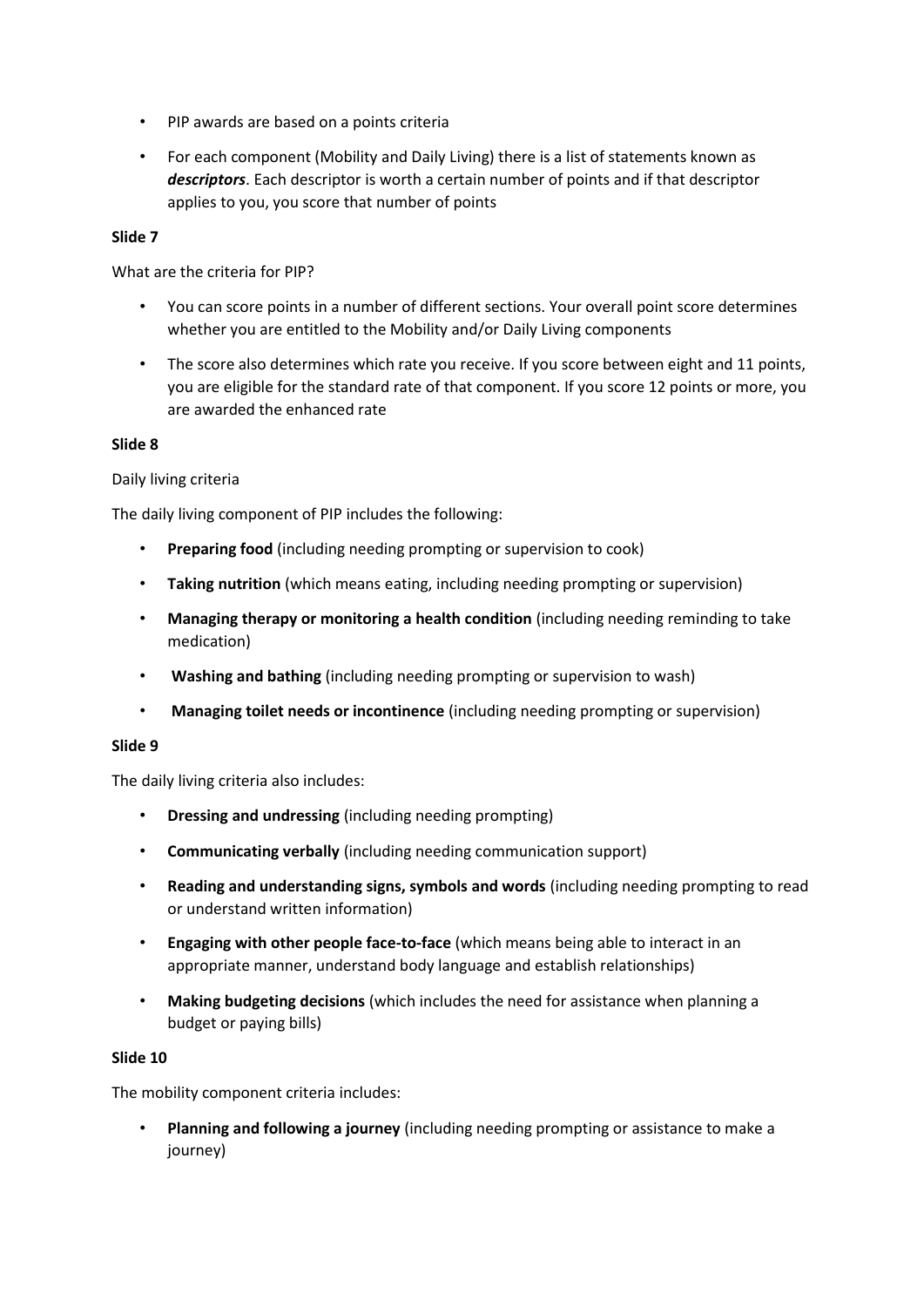- PIP awards are based on a points criteria
- For each component (Mobility and Daily Living) there is a list of statements known as ***descriptors***. Each descriptor is worth a certain number of points and if that descriptor applies to you, you score that number of points

**Slide 7**

What are the criteria for PIP?

- You can score points in a number of different sections. Your overall point score determines whether you are entitled to the Mobility and/or Daily Living components
- The score also determines which rate you receive. If you score between eight and 11 points, you are eligible for the standard rate of that component. If you score 12 points or more, you are awarded the enhanced rate

**Slide 8**

Daily living criteria

The daily living component of PIP includes the following:

- **Preparing food** (including needing prompting or supervision to cook)
- **Taking nutrition** (which means eating, including needing prompting or supervision)
- **Managing therapy or monitoring a health condition** (including needing reminding to take medication)
- **Washing and bathing** (including needing prompting or supervision to wash)
- **Managing toilet needs or incontinence** (including needing prompting or supervision)

**Slide 9**

The daily living criteria also includes:

- **Dressing and undressing** (including needing prompting)
- **Communicating verbally** (including needing communication support)
- **Reading and understanding signs, symbols and words** (including needing prompting to read or understand written information)
- **Engaging with other people face-to-face** (which means being able to interact in an appropriate manner, understand body language and establish relationships)
- **Making budgeting decisions** (which includes the need for assistance when planning a budget or paying bills)

**Slide 10**

The mobility component criteria includes:

- **Planning and following a journey** (including needing prompting or assistance to make a journey)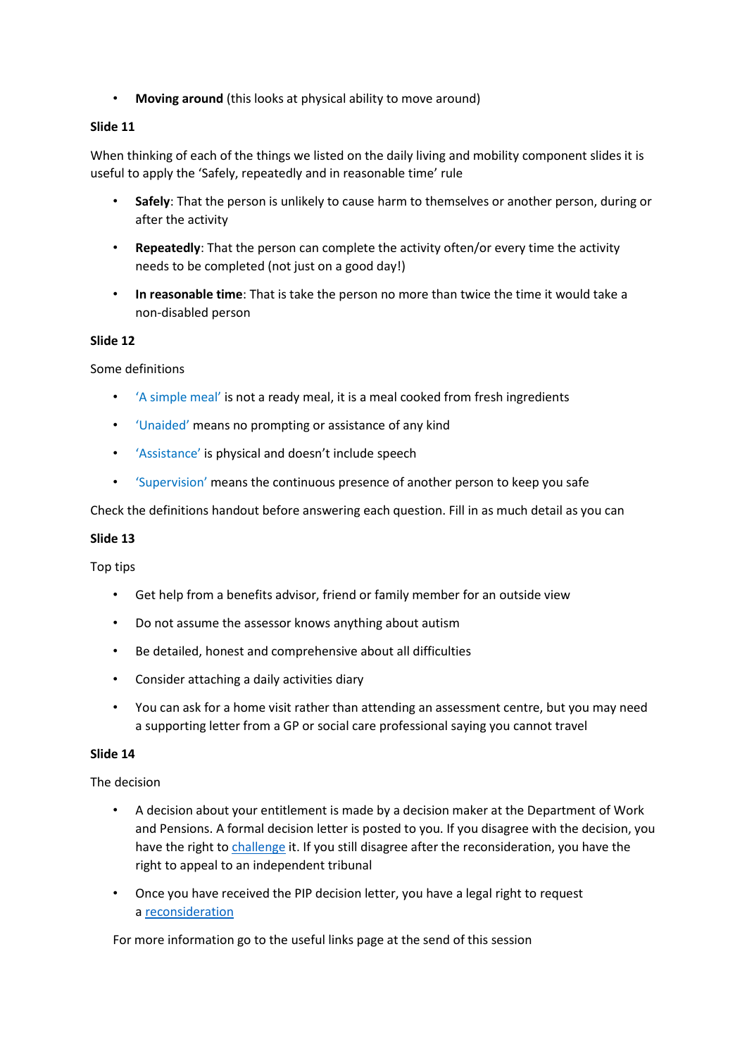- **Moving around** (this looks at physical ability to move around)

**Slide 11**

When thinking of each of the things we listed on the daily living and mobility component slides it is useful to apply the 'Safely, repeatedly and in reasonable time' rule

- **Safely**: That the person is unlikely to cause harm to themselves or another person, during or after the activity
- **Repeatedly**: That the person can complete the activity often/or every time the activity needs to be completed (not just on a good day!)
- **In reasonable time**: That is take the person no more than twice the time it would take a non-disabled person

**Slide 12**

Some definitions

- 'A simple meal' is not a ready meal, it is a meal cooked from fresh ingredients
- 'Unaided' means no prompting or assistance of any kind
- 'Assistance' is physical and doesn't include speech
- 'Supervision' means the continuous presence of another person to keep you safe

Check the definitions handout before answering each question. Fill in as much detail as you can

**Slide 13**

Top tips

- Get help from a benefits advisor, friend or family member for an outside view
- Do not assume the assessor knows anything about autism
- Be detailed, honest and comprehensive about all difficulties
- Consider attaching a daily activities diary
- You can ask for a home visit rather than attending an assessment centre, but you may need a supporting letter from a GP or social care professional saying you cannot travel

**Slide 14**

The decision

- A decision about your entitlement is made by a decision maker at the Department of Work and Pensions. A formal decision letter is posted to you. If you disagree with the decision, you have the right to challenge it. If you still disagree after the reconsideration, you have the right to appeal to an independent tribunal
- Once you have received the PIP decision letter, you have a legal right to request a reconsideration

For more information go to the useful links page at the send of this session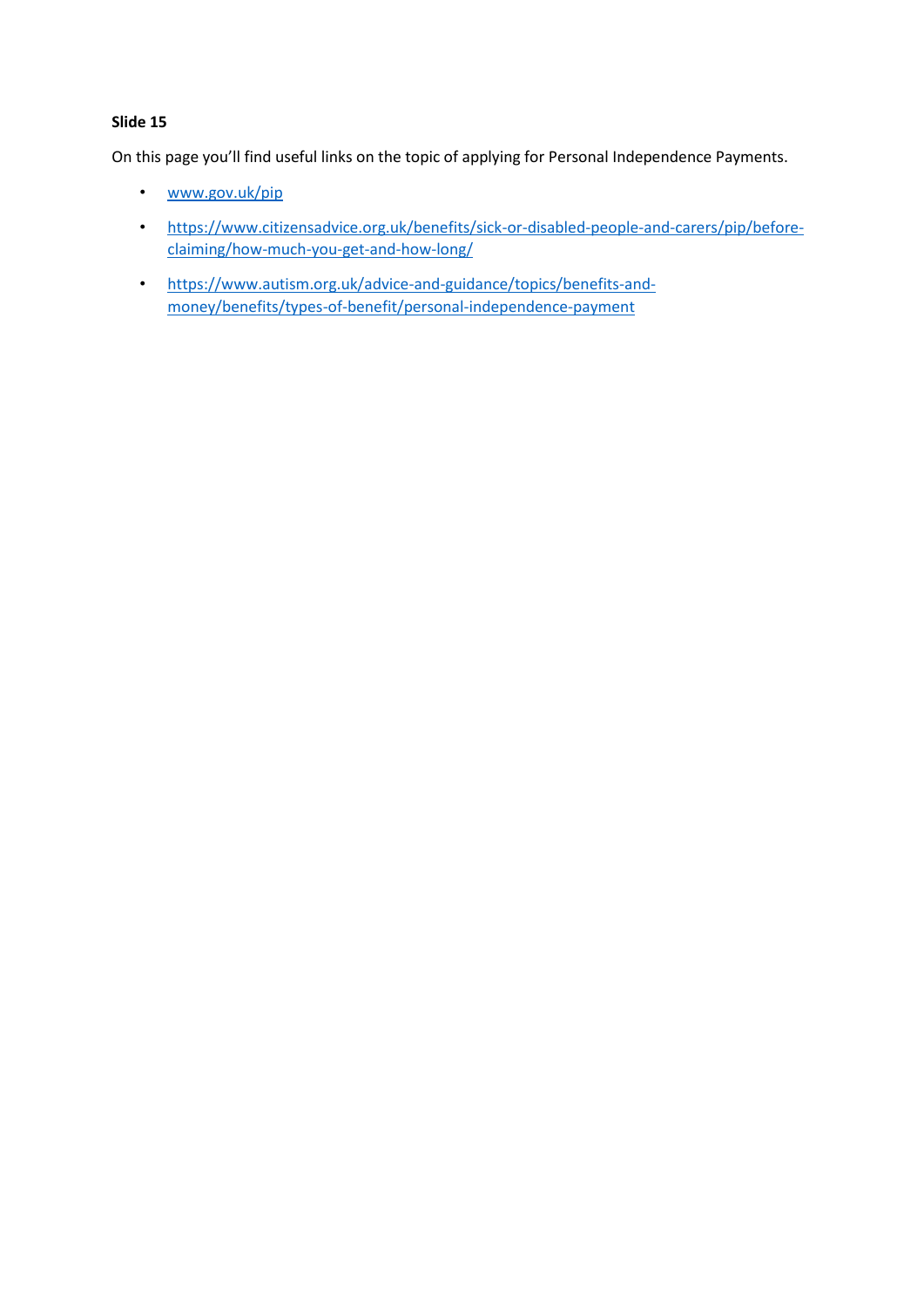**Slide 15**

On this page you'll find useful links on the topic of applying for Personal Independence Payments.

- [www.gov.uk/pip](www.gov.uk/pip)
- [https://www.citizensadvice.org.uk/benefits/sick-or-disabled-people-and-carers/pip/before-claiming/how-much-you-get-and-how-long/](https://www.citizensadvice.org.uk/benefits/sick-or-disabled-people-and-carers/pip/before-claiming/how-much-you-get-and-how-long/)
- [https://www.autism.org.uk/advice-and-guidance/topics/benefits-and-money/benefits/types-of-benefit/personal-independence-payment](https://www.autism.org.uk/advice-and-guidance/topics/benefits-and-money/benefits/types-of-benefit/personal-independence-payment)